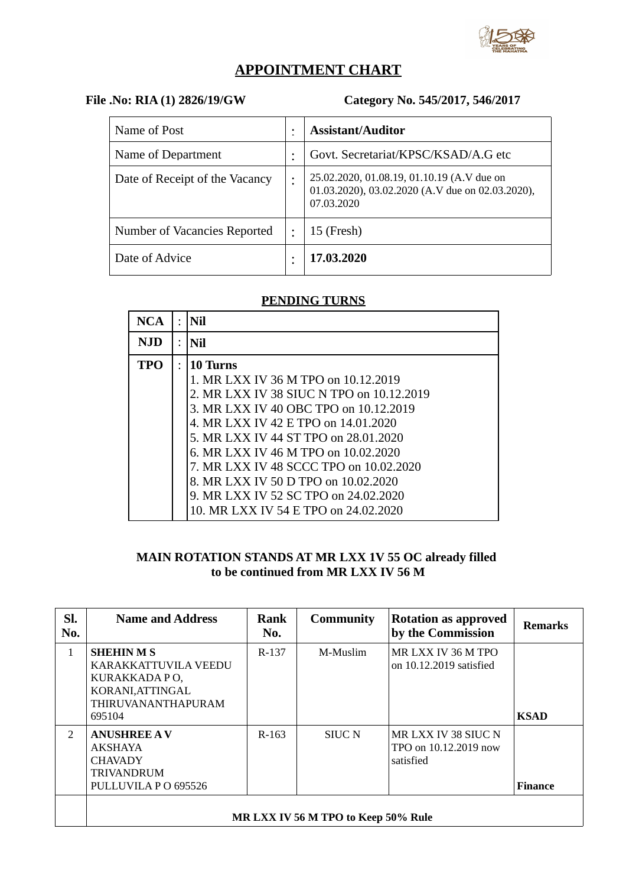# APPOINTMENT CHART

**File .No: RIA (1) 2826/19/GW** **Category No. 545/2017, 546/2017**

| Name of Post | : | **Assistant/Auditor** |
|---|---|---|
| Name of Department | : | Govt. Secretariat/KPSC/KSAD/A.G etc |
| Date of Receipt of the Vacancy | : | 25.02.2020, 01.08.19, 01.10.19 (A.V due on 01.03.2020), 03.02.2020 (A.V due on 02.03.2020), 07.03.2020 |
| Number of Vacancies Reported | : | 15 (Fresh) |
| Date of Advice | : | **17.03.2020** |

## PENDING TURNS

| NCA | : | **Nil** |
|---|---|---|
| **NJD** | : | **Nil** |
| **TPO** | : | **10 Turns**<br>1. MR LXX IV 36 M TPO on 10.12.2019<br>2. MR LXX IV 38 SIUC N TPO on 10.12.2019<br>3. MR LXX IV 40 OBC TPO on 10.12.2019<br>4. MR LXX IV 42 E TPO on 14.01.2020<br>5. MR LXX IV 44 ST TPO on 28.01.2020<br>6. MR LXX IV 46 M TPO on 10.02.2020<br>7. MR LXX IV 48 SCCC TPO on 10.02.2020<br>8. MR LXX IV 50 D TPO on 10.02.2020<br>9. MR LXX IV 52 SC TPO on 24.02.2020<br>10. MR LXX IV 54 E TPO on 24.02.2020 |

**MAIN ROTATION STANDS AT MR LXX 1V 55 OC already filled to be continued from MR LXX IV 56 M**

| Sl. No. | Name and Address | Rank No. | Community | Rotation as approved by the Commission | Remarks |
|---|---|---|---|---|---|
| 1 | **SHEHIN M S**<br>KARAKKATTUVILA VEEDU<br>KURAKKADA P O,<br>KORANI,ATTINGAL<br>THIRUVANANTHAPURAM<br>695104 | R-137 | M-Muslim | MR LXX IV 36 M TPO on 10.12.2019 satisfied | **KSAD** |
| 2 | **ANUSHREE A V**<br>AKSHAYA<br>CHAVADY<br>TRIVANDRUM<br>PULLUVILA P O 695526 | R-163 | SIUC N | MR LXX IV 38 SIUC N TPO on 10.12.2019 now satisfied | **Finance** |
| | **MR LXX IV 56 M TPO to Keep 50% Rule** | | | | |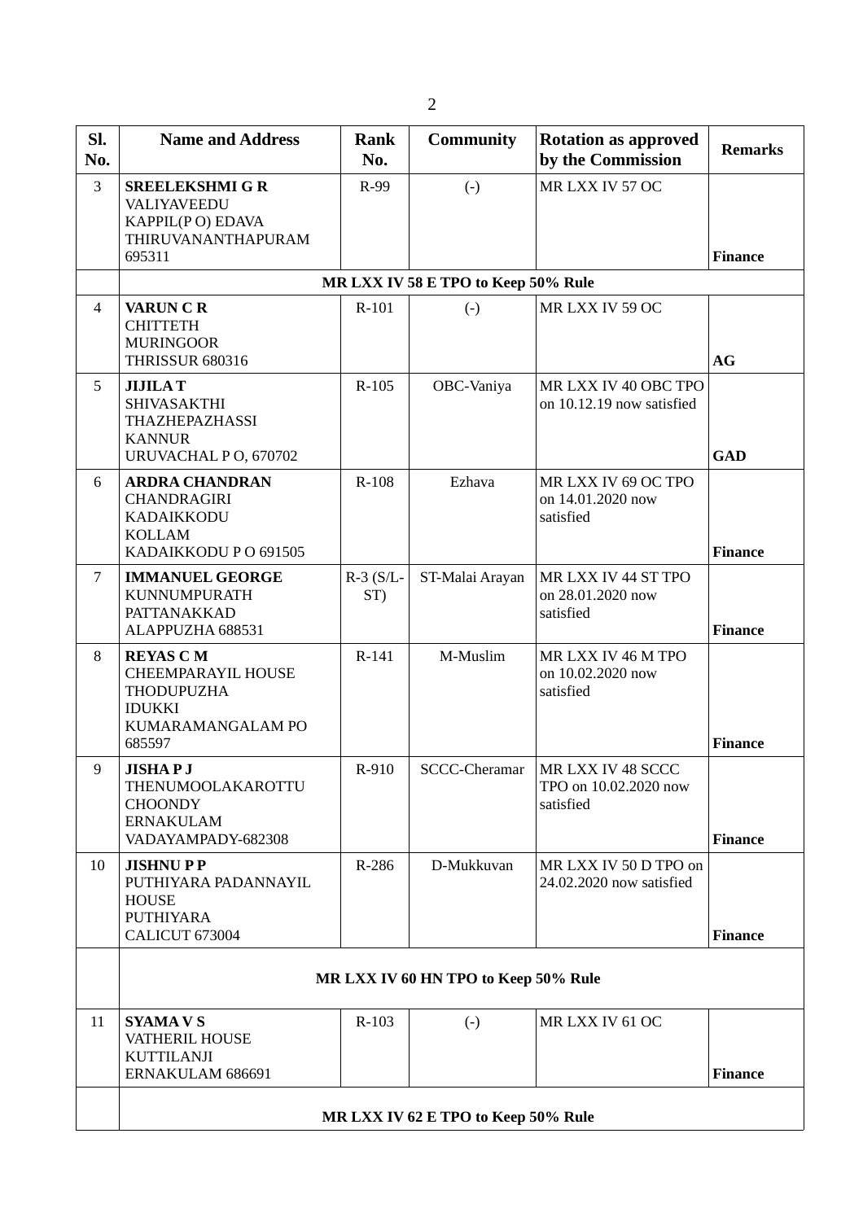| Sl. No. | Name and Address | Rank No. | Community | Rotation as approved by the Commission | Remarks |
|---|---|---|---|---|---|
| 3 | **SREELEKSHMI G R**<br>VALIYAVEEDU<br>KAPPIL(P O) EDAVA<br>THIRUVANANTHAPURAM<br>695311 | R-99 | (-) | MR LXX IV 57 OC | **Finance** |
| | **MR LXX IV 58 E TPO to Keep 50% Rule** | | | | |
| 4 | **VARUN C R**<br>CHITTETH<br>MURINGOOR<br>THRISSUR 680316 | R-101 | (-) | MR LXX IV 59 OC | **AG** |
| 5 | **JIJILA T**<br>SHIVASAKTHI<br>THAZHEPAZHASSI<br>KANNUR<br>URUVACHAL P O, 670702 | R-105 | OBC-Vaniya | MR LXX IV 40 OBC TPO on 10.12.19 now satisfied | **GAD** |
| 6 | **ARDRA CHANDRAN**<br>CHANDRAGIRI<br>KADAIKKODU<br>KOLLAM<br>KADAIKKODU P O 691505 | R-108 | Ezhava | MR LXX IV 69 OC TPO on 14.01.2020 now satisfied | **Finance** |
| 7 | **IMMANUEL GEORGE**<br>KUNNUMPURATH<br>PATTANAKKAD<br>ALAPPUZHA 688531 | R-3 (S/L-ST) | ST-Malai Arayan | MR LXX IV 44 ST TPO on 28.01.2020 now satisfied | **Finance** |
| 8 | **REYAS C M**<br>CHEEMPARAYIL HOUSE<br>THODUPUZHA<br>IDUKKI<br>KUMARAMANGALAM PO<br>685597 | R-141 | M-Muslim | MR LXX IV 46 M TPO on 10.02.2020 now satisfied | **Finance** |
| 9 | **JISHA P J**<br>THENUMOOLAKAROTTU<br>CHOONDY<br>ERNAKULAM<br>VADAYAMPADY-682308 | R-910 | SCCC-Cheramar | MR LXX IV 48 SCCC TPO on 10.02.2020 now satisfied | **Finance** |
| 10 | **JISHNU P P**<br>PUTHIYARA PADANNAYIL<br>HOUSE<br>PUTHIYARA<br>CALICUT 673004 | R-286 | D-Mukkuvan | MR LXX IV 50 D TPO on 24.02.2020 now satisfied | **Finance** |
| | **MR LXX IV 60 HN TPO to Keep 50% Rule** | | | | |
| 11 | **SYAMA V S**<br>VATHERIL HOUSE<br>KUTTILANJI<br>ERNAKULAM 686691 | R-103 | (-) | MR LXX IV 61 OC | **Finance** |
| | **MR LXX IV 62 E TPO to Keep 50% Rule** | | | | |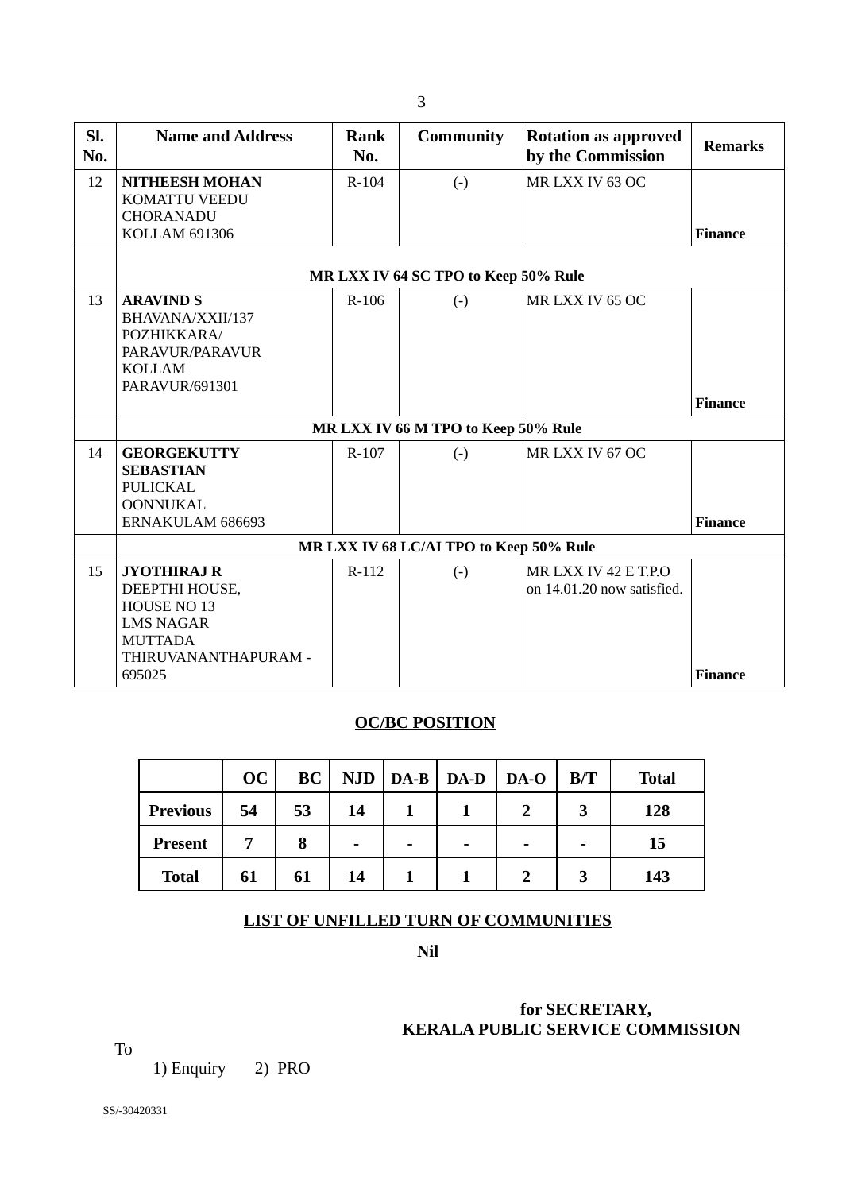| Sl. No. | Name and Address | Rank No. | Community | Rotation as approved by the Commission | Remarks |
|---|---|---|---|---|---|
| 12 | **NITHEESH MOHAN** KOMATTU VEEDU CHORANADU KOLLAM 691306 | R-104 | (-) | MR LXX IV 63 OC | **Finance** |
| | **MR LXX IV 64 SC TPO to Keep 50% Rule** | | | | |
| 13 | **ARAVIND S** BHAVANA/XXII/137 POZHIKKARA/ PARAVUR/PARAVUR KOLLAM PARAVUR/691301 | R-106 | (-) | MR LXX IV 65 OC | **Finance** |
| | **MR LXX IV 66 M TPO to Keep 50% Rule** | | | | |
| 14 | **GEORGEKUTTY SEBASTIAN** PULICKAL OONNUKAL ERNAKULAM 686693 | R-107 | (-) | MR LXX IV 67 OC | **Finance** |
| | **MR LXX IV 68 LC/AI TPO to Keep 50% Rule** | | | | |
| 15 | **JYOTHIRAJ R** DEEPTHI HOUSE, HOUSE NO 13 LMS NAGAR MUTTADA THIRUVANANTHAPURAM - 695025 | R-112 | (-) | MR LXX IV 42 E T.P.O on 14.01.20 now satisfied. | **Finance** |

**OC/BC POSITION**

| | OC | BC | NJD | DA-B | DA-D | DA-O | B/T | Total |
|---|---|---|---|---|---|---|---|---|
| **Previous** | 54 | 53 | 14 | 1 | 1 | 2 | 3 | 128 |
| **Present** | 7 | 8 | - | - | - | - | - | 15 |
| **Total** | 61 | 61 | 14 | 1 | 1 | 2 | 3 | 143 |

**LIST OF UNFILLED TURN OF COMMUNITIES**

**Nil**

**for SECRETARY,**
**KERALA PUBLIC SERVICE COMMISSION**

To

1) Enquiry 2) PRO

SS/-30420331